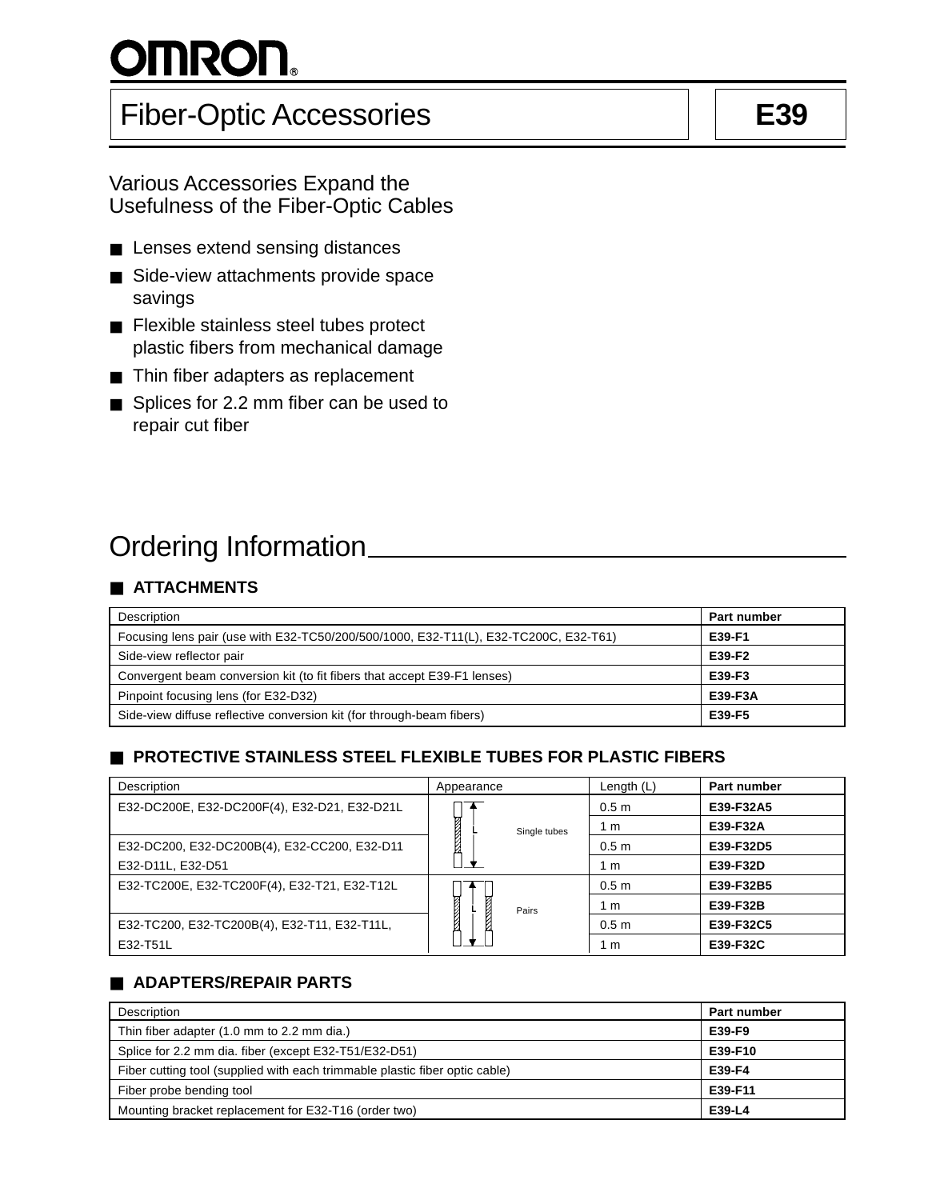# OMRON

# Fiber-Optic Accessories — E39

## Various Accessories Expand the Usefulness of the Fiber-Optic Cables

- Lenses extend sensing distances
- Side-view attachments provide space savings
- Flexible stainless steel tubes protect plastic fibers from mechanical damage
- Thin fiber adapters as replacement
- Splices for 2.2 mm fiber can be used to repair cut fiber

## Ordering Information

### ATTACHMENTS

| Description | Part number |
|---|---|
| Focusing lens pair (use with E32-TC50/200/500/1000, E32-T11(L), E32-TC200C, E32-T61) | **E39-F1** |
| Side-view reflector pair | **E39-F2** |
| Convergent beam conversion kit (to fit fibers that accept E39-F1 lenses) | **E39-F3** |
| Pinpoint focusing lens (for E32-D32) | **E39-F3A** |
| Side-view diffuse reflective conversion kit (for through-beam fibers) | **E39-F5** |

### PROTECTIVE STAINLESS STEEL FLEXIBLE TUBES FOR PLASTIC FIBERS

| Description | Appearance | Length (L) | Part number |
|---|---|---|---|
| E32-DC200E, E32-DC200F(4), E32-D21, E32-D21L | Single tubes | 0.5 m | **E39-F32A5** |
| | | 1 m | **E39-F32A** |
| E32-DC200, E32-DC200B(4), E32-CC200, E32-D11 E32-D11L, E32-D51 | | 0.5 m | **E39-F32D5** |
| | | 1 m | **E39-F32D** |
| E32-TC200E, E32-TC200F(4), E32-T21, E32-T12L | Pairs | 0.5 m | **E39-F32B5** |
| | | 1 m | **E39-F32B** |
| E32-TC200, E32-TC200B(4), E32-T11, E32-T11L, E32-T51L | | 0.5 m | **E39-F32C5** |
| | | 1 m | **E39-F32C** |

### ADAPTERS/REPAIR PARTS

| Description | Part number |
|---|---|
| Thin fiber adapter (1.0 mm to 2.2 mm dia.) | **E39-F9** |
| Splice for 2.2 mm dia. fiber (except E32-T51/E32-D51) | **E39-F10** |
| Fiber cutting tool (supplied with each trimmable plastic fiber optic cable) | **E39-F4** |
| Fiber probe bending tool | **E39-F11** |
| Mounting bracket replacement for E32-T16 (order two) | **E39-L4** |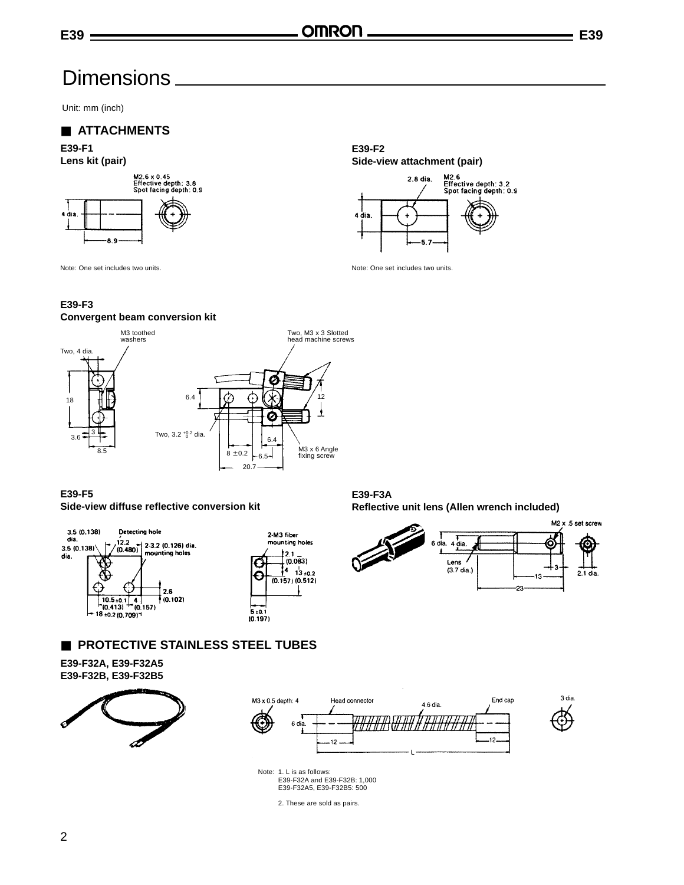# Dimensions

Unit: mm (inch)

## ATTACHMENTS

### E39-F1
**Lens kit (pair)**

M2.6 x 0.45
Effective depth: 3.8
Spot facing depth: 0.9

4 dia.

8.9

Note: One set includes two units.

### E39-F2
**Side-view attachment (pair)**

2.8 dia.

M2.6
Effective depth: 3.2
Spot facing depth: 0.9

4 dia.

5.7

Note: One set includes two units.

### E39-F3
**Convergent beam conversion kit**

M3 toothed washers

Two, 4 dia.

18

3

3.6

8.5

Two, M3 x 3 Slotted head machine screws

6.4

12

Two, 3.2 $^{+0.2}_{0}$ dia.

6.4

8 ±0.2

6.5

20.7

M3 x 6 Angle fixing screw

### E39-F5
**Side-view diffuse reflective conversion kit**

3.5 (0.138) dia.

Detecting hole

3.5 (0.138) dia.

12.2 (0.480)

2-3.2 (0.126) dia. mounting holes

2.6 (0.102)

10.5 ±0.1 (0.413)

4 (0.157)

18 ±0.2 (0.709)

2-M3 fiber mounting holes

2.1 (0.083)

4 (0.157)

13 ±0.2 (0.512)

5 ±0.1 (0.197)

### E39-F3A
**Reflective unit lens (Allen wrench included)**

M2 x .5 set screw

6 dia.

4 dia.

Lens (3.7 dia.)

3

2.1 dia.

13

23

## PROTECTIVE STAINLESS STEEL TUBES

### E39-F32A, E39-F32A5
### E39-F32B, E39-F32B5

M3 x 0.5 depth: 4

Head connector

4.6 dia.

End cap

3 dia.

6 dia.

12

12

L

Note: 1. L is as follows:
E39-F32A and E39-F32B: 1,000
E39-F32A5, E39-F32B5: 500

2. These are sold as pairs.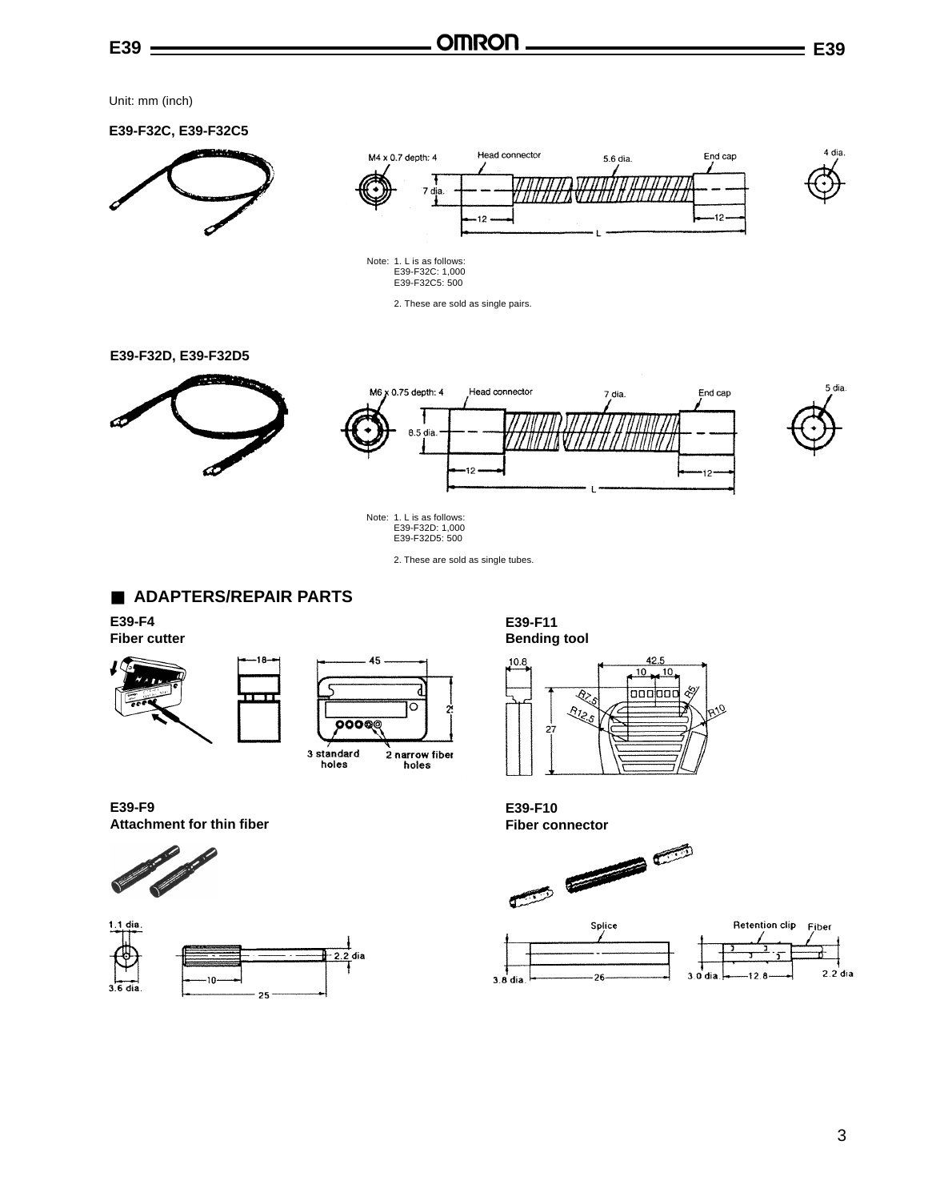Unit: mm (inch)

**E39-F32C, E39-F32C5**

M4 x 0.7 depth: 4 | Head connector | 5.6 dia. | End cap | 4 dia. | 7 dia. | 12 | 12 | L

Note: 1. L is as follows:
E39-F32C: 1,000
E39-F32C5: 500

2. These are sold as single pairs.

**E39-F32D, E39-F32D5**

M6 x 0.75 depth: 4 | Head connector | 7 dia. | End cap | 5 dia. | 8.5 dia. | 12 | 12 | L

Note: 1. L is as follows:
E39-F32D: 1,000
E39-F32D5: 500

2. These are sold as single tubes.

## ■ ADAPTERS/REPAIR PARTS

**E39-F4**
**Fiber cutter**

18 | 45 | 25

3 standard holes | 2 narrow fiber holes

**E39-F11**
**Bending tool**

10.8 | 42.5 | 10 | 10 | R7.5 | R12.5 | R5 | R10 | 27

**E39-F9**
**Attachment for thin fiber**

1.1 dia. | 3.6 dia. | 10 | 25 | 2.2 dia

**E39-F10**
**Fiber connector**

Splice | 3.8 dia. | 26 | Retention clip | Fiber | 3.0 dia. | 12.8 | 2.2 dia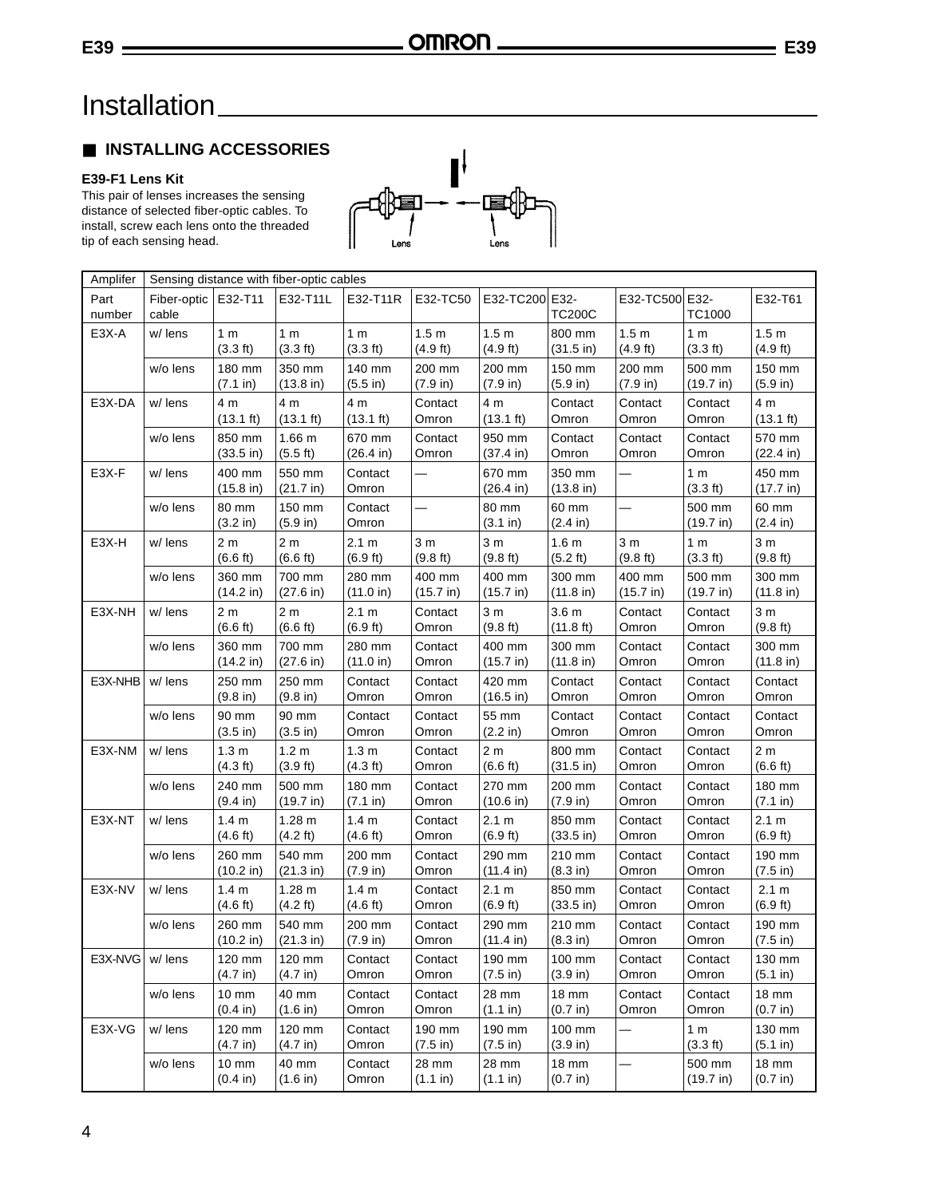// Installation

## ■ INSTALLING ACCESSORIES

**E39-F1 Lens Kit**

This pair of lenses increases the sensing distance of selected fiber-optic cables. To install, screw each lens onto the threaded tip of each sensing head.

| Amplifer | Sensing distance with fiber-optic cables | | | | | | | | | |
|---|---|---|---|---|---|---|---|---|---|---|
| Part number | Fiber-optic cable | E32-T11 | E32-T11L | E32-T11R | E32-TC50 | E32-TC200 | E32-TC200C | E32-TC500 | E32-TC1000 | E32-T61 |
| E3X-A | w/ lens | 1 m (3.3 ft) | 1 m (3.3 ft) | 1 m (3.3 ft) | 1.5 m (4.9 ft) | 1.5 m (4.9 ft) | 800 mm (31.5 in) | 1.5 m (4.9 ft) | 1 m (3.3 ft) | 1.5 m (4.9 ft) |
| | w/o lens | 180 mm (7.1 in) | 350 mm (13.8 in) | 140 mm (5.5 in) | 200 mm (7.9 in) | 200 mm (7.9 in) | 150 mm (5.9 in) | 200 mm (7.9 in) | 500 mm (19.7 in) | 150 mm (5.9 in) |
| E3X-DA | w/ lens | 4 m (13.1 ft) | 4 m (13.1 ft) | 4 m (13.1 ft) | Contact Omron | 4 m (13.1 ft) | Contact Omron | Contact Omron | Contact Omron | 4 m (13.1 ft) |
| | w/o lens | 850 mm (33.5 in) | 1.66 m (5.5 ft) | 670 mm (26.4 in) | Contact Omron | 950 mm (37.4 in) | Contact Omron | Contact Omron | Contact Omron | 570 mm (22.4 in) |
| E3X-F | w/ lens | 400 mm (15.8 in) | 550 mm (21.7 in) | Contact Omron | — | 670 mm (26.4 in) | 350 mm (13.8 in) | — | 1 m (3.3 ft) | 450 mm (17.7 in) |
| | w/o lens | 80 mm (3.2 in) | 150 mm (5.9 in) | Contact Omron | — | 80 mm (3.1 in) | 60 mm (2.4 in) | — | 500 mm (19.7 in) | 60 mm (2.4 in) |
| E3X-H | w/ lens | 2 m (6.6 ft) | 2 m (6.6 ft) | 2.1 m (6.9 ft) | 3 m (9.8 ft) | 3 m (9.8 ft) | 1.6 m (5.2 ft) | 3 m (9.8 ft) | 1 m (3.3 ft) | 3 m (9.8 ft) |
| | w/o lens | 360 mm (14.2 in) | 700 mm (27.6 in) | 280 mm (11.0 in) | 400 mm (15.7 in) | 400 mm (15.7 in) | 300 mm (11.8 in) | 400 mm (15.7 in) | 500 mm (19.7 in) | 300 mm (11.8 in) |
| E3X-NH | w/ lens | 2 m (6.6 ft) | 2 m (6.6 ft) | 2.1 m (6.9 ft) | Contact Omron | 3 m (9.8 ft) | 3.6 m (11.8 ft) | Contact Omron | Contact Omron | 3 m (9.8 ft) |
| | w/o lens | 360 mm (14.2 in) | 700 mm (27.6 in) | 280 mm (11.0 in) | Contact Omron | 400 mm (15.7 in) | 300 mm (11.8 in) | Contact Omron | Contact Omron | 300 mm (11.8 in) |
| E3X-NHB | w/ lens | 250 mm (9.8 in) | 250 mm (9.8 in) | Contact Omron | Contact Omron | 420 mm (16.5 in) | Contact Omron | Contact Omron | Contact Omron | Contact Omron |
| | w/o lens | 90 mm (3.5 in) | 90 mm (3.5 in) | Contact Omron | Contact Omron | 55 mm (2.2 in) | Contact Omron | Contact Omron | Contact Omron | Contact Omron |
| E3X-NM | w/ lens | 1.3 m (4.3 ft) | 1.2 m (3.9 ft) | 1.3 m (4.3 ft) | Contact Omron | 2 m (6.6 ft) | 800 mm (31.5 in) | Contact Omron | Contact Omron | 2 m (6.6 ft) |
| | w/o lens | 240 mm (9.4 in) | 500 mm (19.7 in) | 180 mm (7.1 in) | Contact Omron | 270 mm (10.6 in) | 200 mm (7.9 in) | Contact Omron | Contact Omron | 180 mm (7.1 in) |
| E3X-NT | w/ lens | 1.4 m (4.6 ft) | 1.28 m (4.2 ft) | 1.4 m (4.6 ft) | Contact Omron | 2.1 m (6.9 ft) | 850 mm (33.5 in) | Contact Omron | Contact Omron | 2.1 m (6.9 ft) |
| | w/o lens | 260 mm (10.2 in) | 540 mm (21.3 in) | 200 mm (7.9 in) | Contact Omron | 290 mm (11.4 in) | 210 mm (8.3 in) | Contact Omron | Contact Omron | 190 mm (7.5 in) |
| E3X-NV | w/ lens | 1.4 m (4.6 ft) | 1.28 m (4.2 ft) | 1.4 m (4.6 ft) | Contact Omron | 2.1 m (6.9 ft) | 850 mm (33.5 in) | Contact Omron | Contact Omron | 2.1 m (6.9 ft) |
| | w/o lens | 260 mm (10.2 in) | 540 mm (21.3 in) | 200 mm (7.9 in) | Contact Omron | 290 mm (11.4 in) | 210 mm (8.3 in) | Contact Omron | Contact Omron | 190 mm (7.5 in) |
| E3X-NVG | w/ lens | 120 mm (4.7 in) | 120 mm (4.7 in) | Contact Omron | Contact Omron | 190 mm (7.5 in) | 100 mm (3.9 in) | Contact Omron | Contact Omron | 130 mm (5.1 in) |
| | w/o lens | 10 mm (0.4 in) | 40 mm (1.6 in) | Contact Omron | Contact Omron | 28 mm (1.1 in) | 18 mm (0.7 in) | Contact Omron | Contact Omron | 18 mm (0.7 in) |
| E3X-VG | w/ lens | 120 mm (4.7 in) | 120 mm (4.7 in) | Contact Omron | 190 mm (7.5 in) | 190 mm (7.5 in) | 100 mm (3.9 in) | — | 1 m (3.3 ft) | 130 mm (5.1 in) |
| | w/o lens | 10 mm (0.4 in) | 40 mm (1.6 in) | Contact Omron | 28 mm (1.1 in) | 28 mm (1.1 in) | 18 mm (0.7 in) | — | 500 mm (19.7 in) | 18 mm (0.7 in) |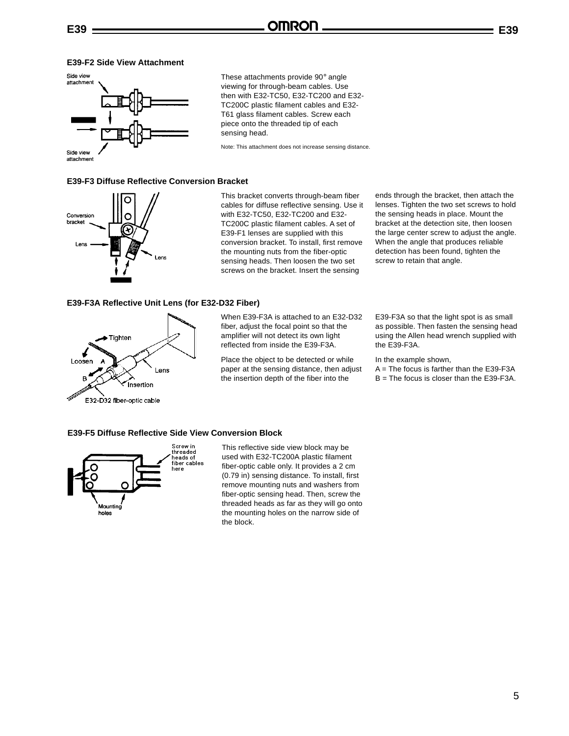### E39-F2 Side View Attachment

These attachments provide 90° angle viewing for through-beam cables. Use then with E32-TC50, E32-TC200 and E32-TC200C plastic filament cables and E32-T61 glass filament cables. Screw each piece onto the threaded tip of each sensing head.

Note: This attachment does not increase sensing distance.

### E39-F3 Diffuse Reflective Conversion Bracket

This bracket converts through-beam fiber cables for diffuse reflective sensing. Use it with E32-TC50, E32-TC200 and E32-TC200C plastic filament cables. A set of E39-F1 lenses are supplied with this conversion bracket. To install, first remove the mounting nuts from the fiber-optic sensing heads. Then loosen the two set screws on the bracket. Insert the sensing ends through the bracket, then attach the lenses. Tighten the two set screws to hold the sensing heads in place. Mount the bracket at the detection site, then loosen the large center screw to adjust the angle. When the angle that produces reliable detection has been found, tighten the screw to retain that angle.

### E39-F3A Reflective Unit Lens (for E32-D32 Fiber)

When E39-F3A is attached to an E32-D32 fiber, adjust the focal point so that the amplifier will not detect its own light reflected from inside the E39-F3A.

Place the object to be detected or white paper at the sensing distance, then adjust the insertion depth of the fiber into the E39-F3A so that the light spot is as small as possible. Then fasten the sensing head using the Allen head wrench supplied with the E39-F3A.

In the example shown,
A = The focus is farther than the E39-F3A
B = The focus is closer than the E39-F3A.

### E39-F5 Diffuse Reflective Side View Conversion Block

This reflective side view block may be used with E32-TC200A plastic filament fiber-optic cable only. It provides a 2 cm (0.79 in) sensing distance. To install, first remove mounting nuts and washers from fiber-optic sensing head. Then, screw the threaded heads as far as they will go onto the mounting holes on the narrow side of the block.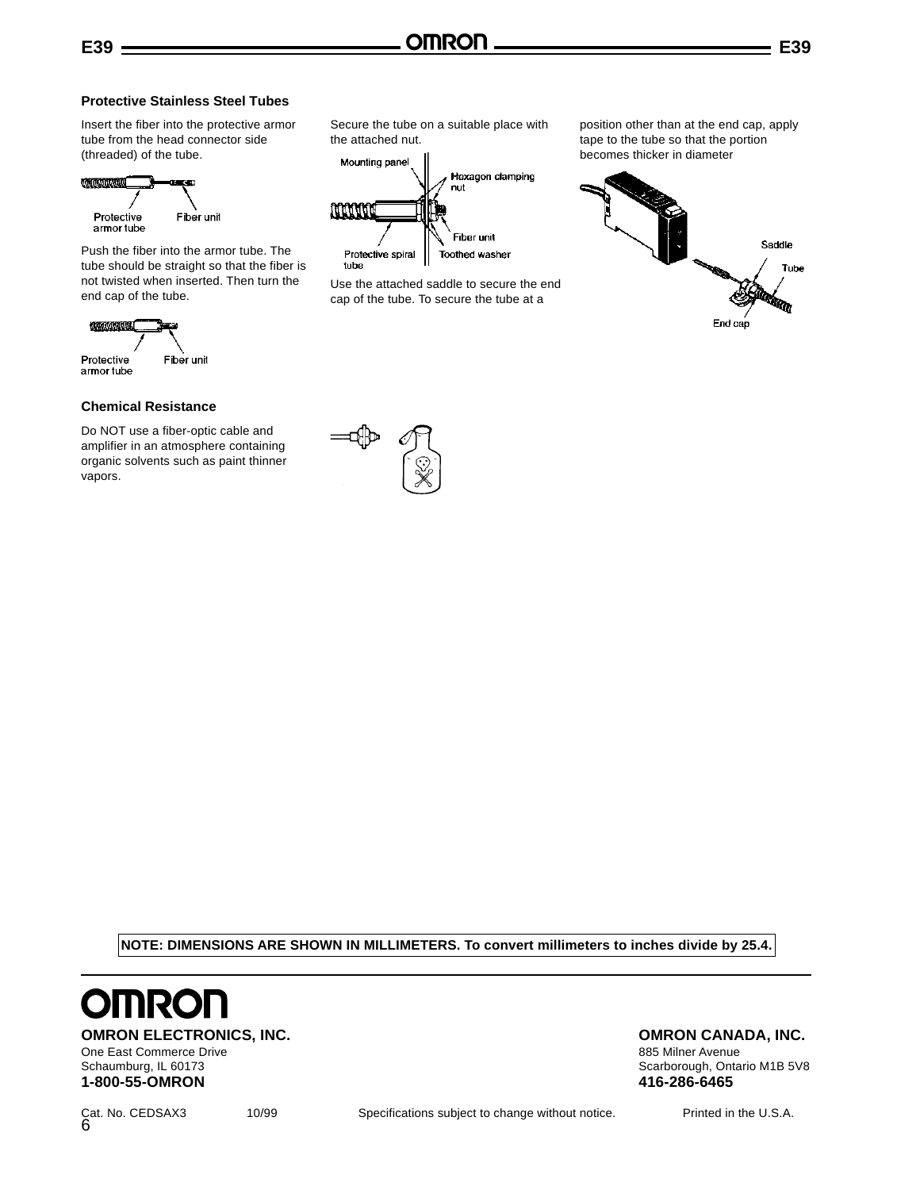### Protective Stainless Steel Tubes

Insert the fiber into the protective armor tube from the head connector side (threaded) of the tube.

Protective armor tube    Fiber unit

Push the fiber into the armor tube. The tube should be straight so that the fiber is not twisted when inserted. Then turn the end cap of the tube.

Protective armor tube    Fiber unit

Secure the tube on a suitable place with the attached nut.

Mounting panel    Hexagon clamping nut    Fiber unit    Protective spiral tube    Toothed washer

Use the attached saddle to secure the end cap of the tube. To secure the tube at a position other than at the end cap, apply tape to the tube so that the portion becomes thicker in diameter

Saddle    Tube    End cap

### Chemical Resistance

Do NOT use a fiber-optic cable and amplifier in an atmosphere containing organic solvents such as paint thinner vapors.

**NOTE: DIMENSIONS ARE SHOWN IN MILLIMETERS. To convert millimeters to inches divide by 25.4.**

**OMRON ELECTRONICS, INC.**
One East Commerce Drive
Schaumburg, IL 60173
**1-800-55-OMRON**

**OMRON CANADA, INC.**
885 Milner Avenue
Scarborough, Ontario M1B 5V8
**416-286-6465**

Cat. No. CEDSAX3    10/99    Specifications subject to change without notice.    Printed in the U.S.A.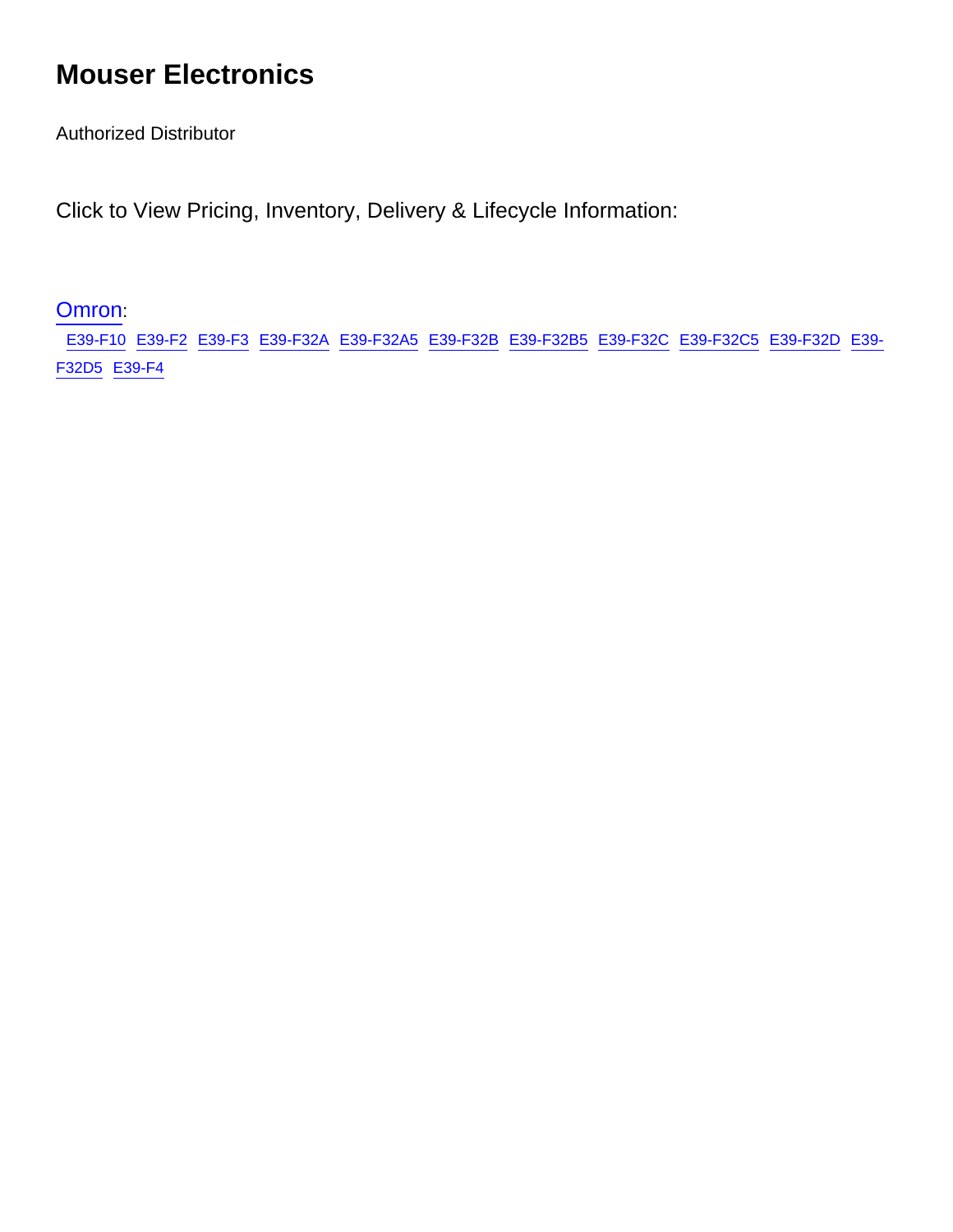# Mouser Electronics

Authorized Distributor

Click to View Pricing, Inventory, Delivery & Lifecycle Information:

Omron:

E39-F10 E39-F2 E39-F3 E39-F32A E39-F32A5 E39-F32B E39-F32B5 E39-F32C E39-F32C5 E39-F32D E39-F32D5 E39-F4